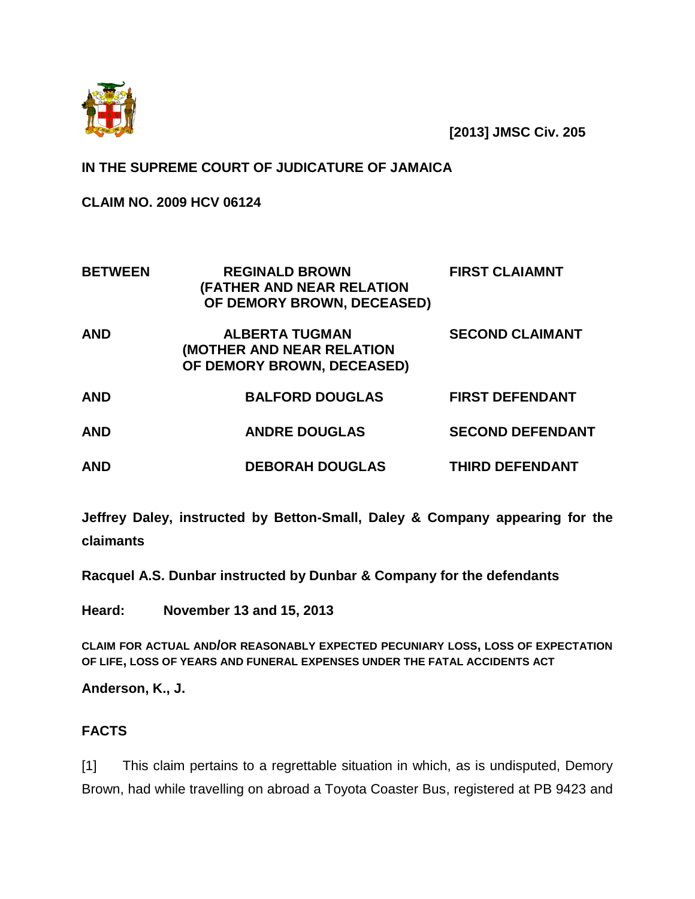**[2013] JMSC Civ. 205**

**IN THE SUPREME COURT OF JUDICATURE OF JAMAICA**

**CLAIM NO. 2009 HCV 06124**

| | | |
|---|---|---|
| **BETWEEN** | **REGINALD BROWN (FATHER AND NEAR RELATION OF DEMORY BROWN, DECEASED)** | **FIRST CLAIAMNT** |
| **AND** | **ALBERTA TUGMAN (MOTHER AND NEAR RELATION OF DEMORY BROWN, DECEASED)** | **SECOND CLAIMANT** |
| **AND** | **BALFORD DOUGLAS** | **FIRST DEFENDANT** |
| **AND** | **ANDRE DOUGLAS** | **SECOND DEFENDANT** |
| **AND** | **DEBORAH DOUGLAS** | **THIRD DEFENDANT** |

**Jeffrey Daley, instructed by Betton-Small, Daley & Company appearing for the claimants**

**Racquel A.S. Dunbar instructed by Dunbar & Company for the defendants**

**Heard: November 13 and 15, 2013**

**CLAIM FOR ACTUAL AND/OR REASONABLY EXPECTED PECUNIARY LOSS, LOSS OF EXPECTATION OF LIFE, LOSS OF YEARS AND FUNERAL EXPENSES UNDER THE FATAL ACCIDENTS ACT**

**Anderson, K., J.**

## FACTS

[1] This claim pertains to a regrettable situation in which, as is undisputed, Demory Brown, had while travelling on abroad a Toyota Coaster Bus, registered at PB 9423 and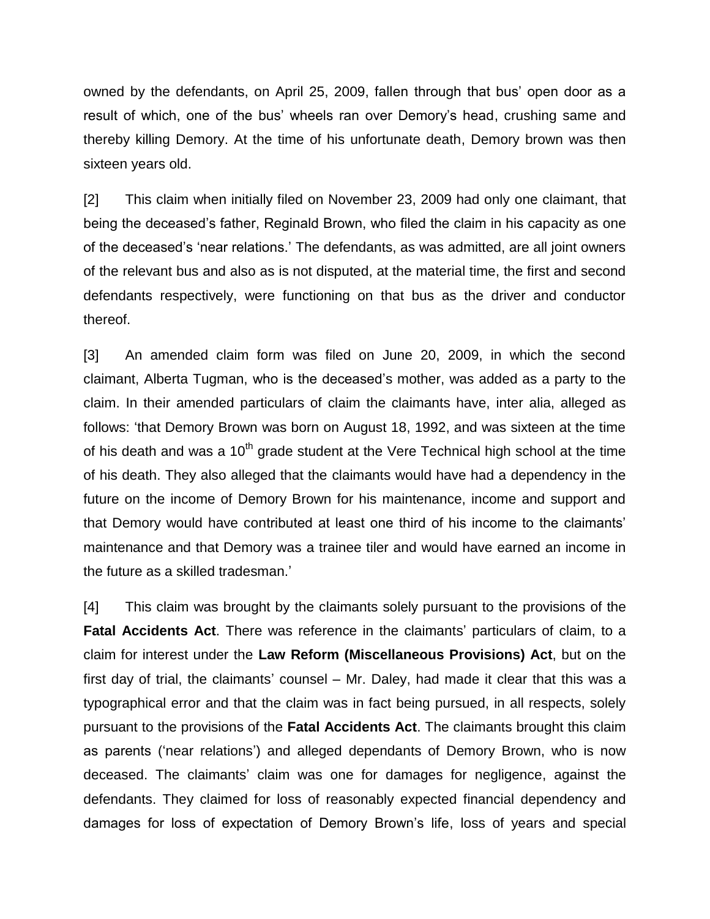owned by the defendants, on April 25, 2009, fallen through that bus' open door as a result of which, one of the bus' wheels ran over Demory's head, crushing same and thereby killing Demory. At the time of his unfortunate death, Demory brown was then sixteen years old.

[2] This claim when initially filed on November 23, 2009 had only one claimant, that being the deceased's father, Reginald Brown, who filed the claim in his capacity as one of the deceased's 'near relations.' The defendants, as was admitted, are all joint owners of the relevant bus and also as is not disputed, at the material time, the first and second defendants respectively, were functioning on that bus as the driver and conductor thereof.

[3] An amended claim form was filed on June 20, 2009, in which the second claimant, Alberta Tugman, who is the deceased's mother, was added as a party to the claim. In their amended particulars of claim the claimants have, inter alia, alleged as follows: 'that Demory Brown was born on August 18, 1992, and was sixteen at the time of his death and was a 10th grade student at the Vere Technical high school at the time of his death. They also alleged that the claimants would have had a dependency in the future on the income of Demory Brown for his maintenance, income and support and that Demory would have contributed at least one third of his income to the claimants' maintenance and that Demory was a trainee tiler and would have earned an income in the future as a skilled tradesman.'

[4] This claim was brought by the claimants solely pursuant to the provisions of the **Fatal Accidents Act**. There was reference in the claimants' particulars of claim, to a claim for interest under the **Law Reform (Miscellaneous Provisions) Act**, but on the first day of trial, the claimants' counsel – Mr. Daley, had made it clear that this was a typographical error and that the claim was in fact being pursued, in all respects, solely pursuant to the provisions of the **Fatal Accidents Act**. The claimants brought this claim as parents ('near relations') and alleged dependants of Demory Brown, who is now deceased. The claimants' claim was one for damages for negligence, against the defendants. They claimed for loss of reasonably expected financial dependency and damages for loss of expectation of Demory Brown's life, loss of years and special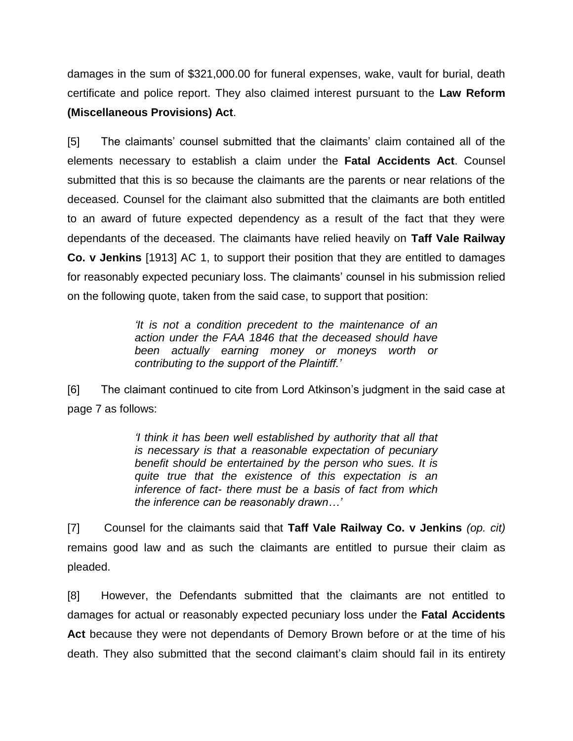damages in the sum of $321,000.00 for funeral expenses, wake, vault for burial, death certificate and police report. They also claimed interest pursuant to the **Law Reform (Miscellaneous Provisions) Act**.

[5] The claimants' counsel submitted that the claimants' claim contained all of the elements necessary to establish a claim under the **Fatal Accidents Act**. Counsel submitted that this is so because the claimants are the parents or near relations of the deceased. Counsel for the claimant also submitted that the claimants are both entitled to an award of future expected dependency as a result of the fact that they were dependants of the deceased. The claimants have relied heavily on **Taff Vale Railway Co. v Jenkins** [1913] AC 1, to support their position that they are entitled to damages for reasonably expected pecuniary loss. The claimants' counsel in his submission relied on the following quote, taken from the said case, to support that position:

> *'It is not a condition precedent to the maintenance of an action under the FAA 1846 that the deceased should have been actually earning money or moneys worth or contributing to the support of the Plaintiff.'*

[6] The claimant continued to cite from Lord Atkinson's judgment in the said case at page 7 as follows:

> *'I think it has been well established by authority that all that is necessary is that a reasonable expectation of pecuniary benefit should be entertained by the person who sues. It is quite true that the existence of this expectation is an inference of fact- there must be a basis of fact from which the inference can be reasonably drawn…'*

[7] Counsel for the claimants said that **Taff Vale Railway Co. v Jenkins** *(op. cit)* remains good law and as such the claimants are entitled to pursue their claim as pleaded.

[8] However, the Defendants submitted that the claimants are not entitled to damages for actual or reasonably expected pecuniary loss under the **Fatal Accidents Act** because they were not dependants of Demory Brown before or at the time of his death. They also submitted that the second claimant's claim should fail in its entirety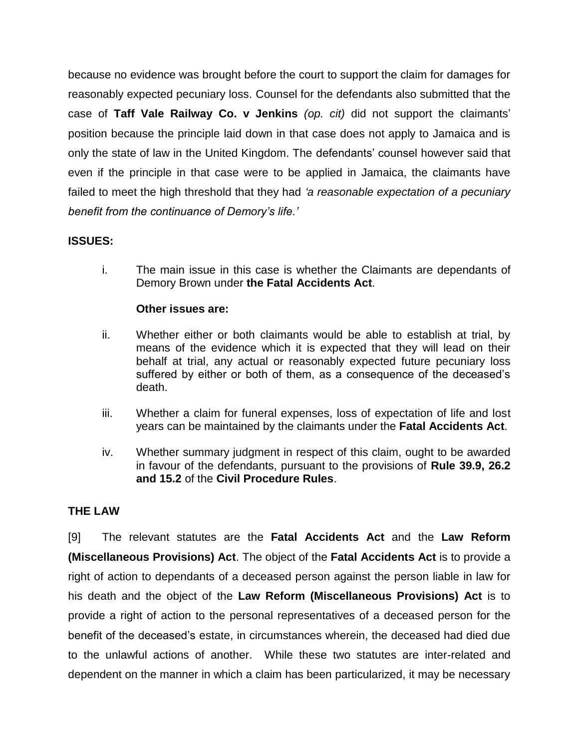because no evidence was brought before the court to support the claim for damages for reasonably expected pecuniary loss. Counsel for the defendants also submitted that the case of **Taff Vale Railway Co. v Jenkins** *(op. cit)* did not support the claimants' position because the principle laid down in that case does not apply to Jamaica and is only the state of law in the United Kingdom. The defendants' counsel however said that even if the principle in that case were to be applied in Jamaica, the claimants have failed to meet the high threshold that they had *'a reasonable expectation of a pecuniary benefit from the continuance of Demory's life.'*

**ISSUES:**

i. The main issue in this case is whether the Claimants are dependants of Demory Brown under **the Fatal Accidents Act**.

**Other issues are:**

ii. Whether either or both claimants would be able to establish at trial, by means of the evidence which it is expected that they will lead on their behalf at trial, any actual or reasonably expected future pecuniary loss suffered by either or both of them, as a consequence of the deceased's death.

iii. Whether a claim for funeral expenses, loss of expectation of life and lost years can be maintained by the claimants under the **Fatal Accidents Act**.

iv. Whether summary judgment in respect of this claim, ought to be awarded in favour of the defendants, pursuant to the provisions of **Rule 39.9, 26.2 and 15.2** of the **Civil Procedure Rules**.

**THE LAW**

[9] The relevant statutes are the **Fatal Accidents Act** and the **Law Reform (Miscellaneous Provisions) Act**. The object of the **Fatal Accidents Act** is to provide a right of action to dependants of a deceased person against the person liable in law for his death and the object of the **Law Reform (Miscellaneous Provisions) Act** is to provide a right of action to the personal representatives of a deceased person for the benefit of the deceased's estate, in circumstances wherein, the deceased had died due to the unlawful actions of another. While these two statutes are inter-related and dependent on the manner in which a claim has been particularized, it may be necessary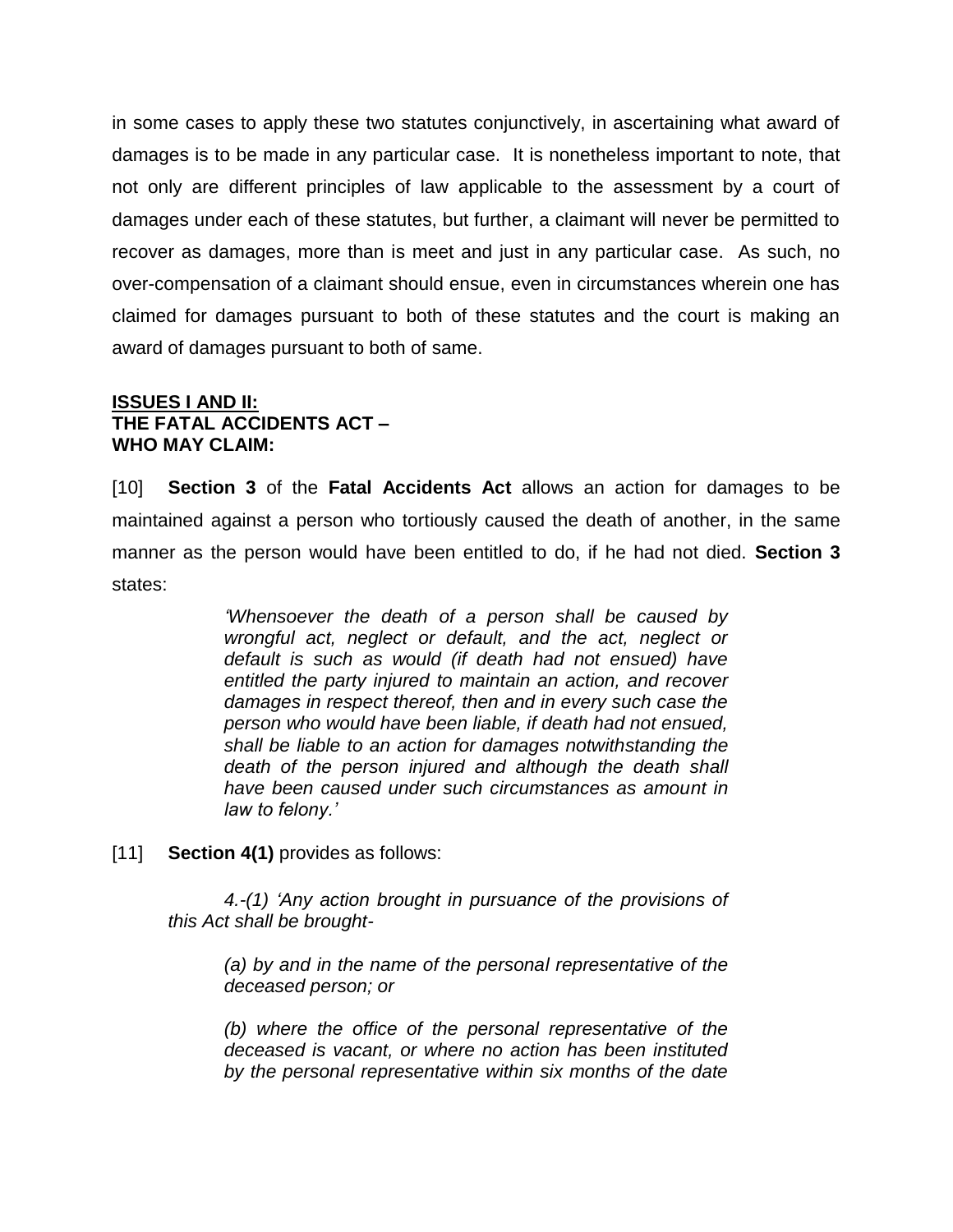in some cases to apply these two statutes conjunctively, in ascertaining what award of damages is to be made in any particular case. It is nonetheless important to note, that not only are different principles of law applicable to the assessment by a court of damages under each of these statutes, but further, a claimant will never be permitted to recover as damages, more than is meet and just in any particular case. As such, no over-compensation of a claimant should ensue, even in circumstances wherein one has claimed for damages pursuant to both of these statutes and the court is making an award of damages pursuant to both of same.

**<u>ISSUES I AND II:</u>**
**THE FATAL ACCIDENTS ACT –**
**WHO MAY CLAIM:**

[10] **Section 3** of the **Fatal Accidents Act** allows an action for damages to be maintained against a person who tortiously caused the death of another, in the same manner as the person would have been entitled to do, if he had not died. **Section 3** states:

> *'Whensoever the death of a person shall be caused by wrongful act, neglect or default, and the act, neglect or default is such as would (if death had not ensued) have entitled the party injured to maintain an action, and recover damages in respect thereof, then and in every such case the person who would have been liable, if death had not ensued, shall be liable to an action for damages notwithstanding the death of the person injured and although the death shall have been caused under such circumstances as amount in law to felony.'*

[11] **Section 4(1)** provides as follows:

> *4.-(1) 'Any action brought in pursuance of the provisions of this Act shall be brought-*
>
> *(a) by and in the name of the personal representative of the deceased person; or*
>
> *(b) where the office of the personal representative of the deceased is vacant, or where no action has been instituted by the personal representative within six months of the date*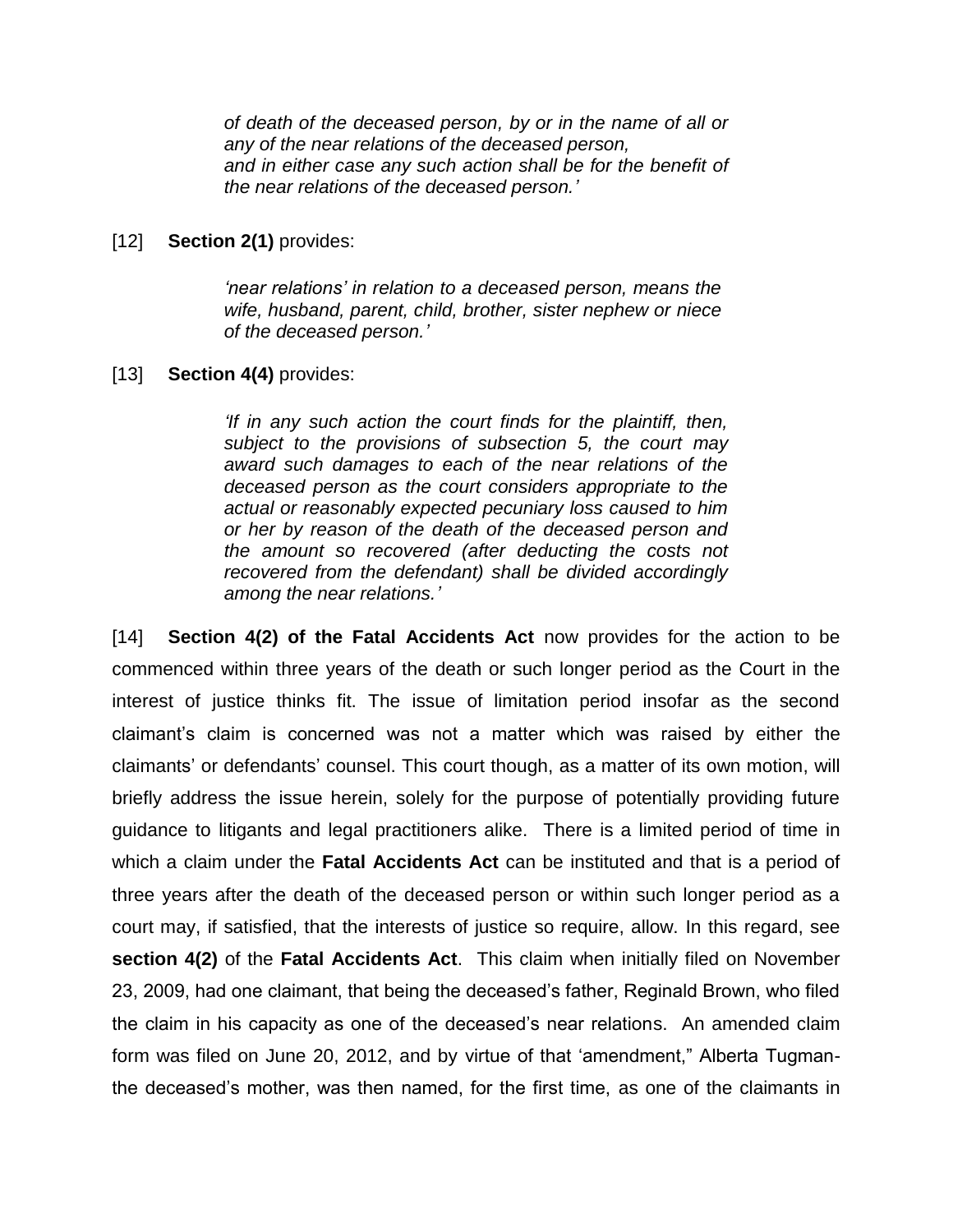> *of death of the deceased person, by or in the name of all or any of the near relations of the deceased person,*
> *and in either case any such action shall be for the benefit of the near relations of the deceased person.'*

[12] **Section 2(1)** provides:

> *'near relations' in relation to a deceased person, means the wife, husband, parent, child, brother, sister nephew or niece of the deceased person.'*

[13] **Section 4(4)** provides:

> *'If in any such action the court finds for the plaintiff, then, subject to the provisions of subsection 5, the court may award such damages to each of the near relations of the deceased person as the court considers appropriate to the actual or reasonably expected pecuniary loss caused to him or her by reason of the death of the deceased person and the amount so recovered (after deducting the costs not recovered from the defendant) shall be divided accordingly among the near relations.'*

[14] **Section 4(2) of the Fatal Accidents Act** now provides for the action to be commenced within three years of the death or such longer period as the Court in the interest of justice thinks fit. The issue of limitation period insofar as the second claimant's claim is concerned was not a matter which was raised by either the claimants' or defendants' counsel. This court though, as a matter of its own motion, will briefly address the issue herein, solely for the purpose of potentially providing future guidance to litigants and legal practitioners alike. There is a limited period of time in which a claim under the **Fatal Accidents Act** can be instituted and that is a period of three years after the death of the deceased person or within such longer period as a court may, if satisfied, that the interests of justice so require, allow. In this regard, see **section 4(2)** of the **Fatal Accidents Act**. This claim when initially filed on November 23, 2009, had one claimant, that being the deceased's father, Reginald Brown, who filed the claim in his capacity as one of the deceased's near relations. An amended claim form was filed on June 20, 2012, and by virtue of that 'amendment," Alberta Tugman- the deceased's mother, was then named, for the first time, as one of the claimants in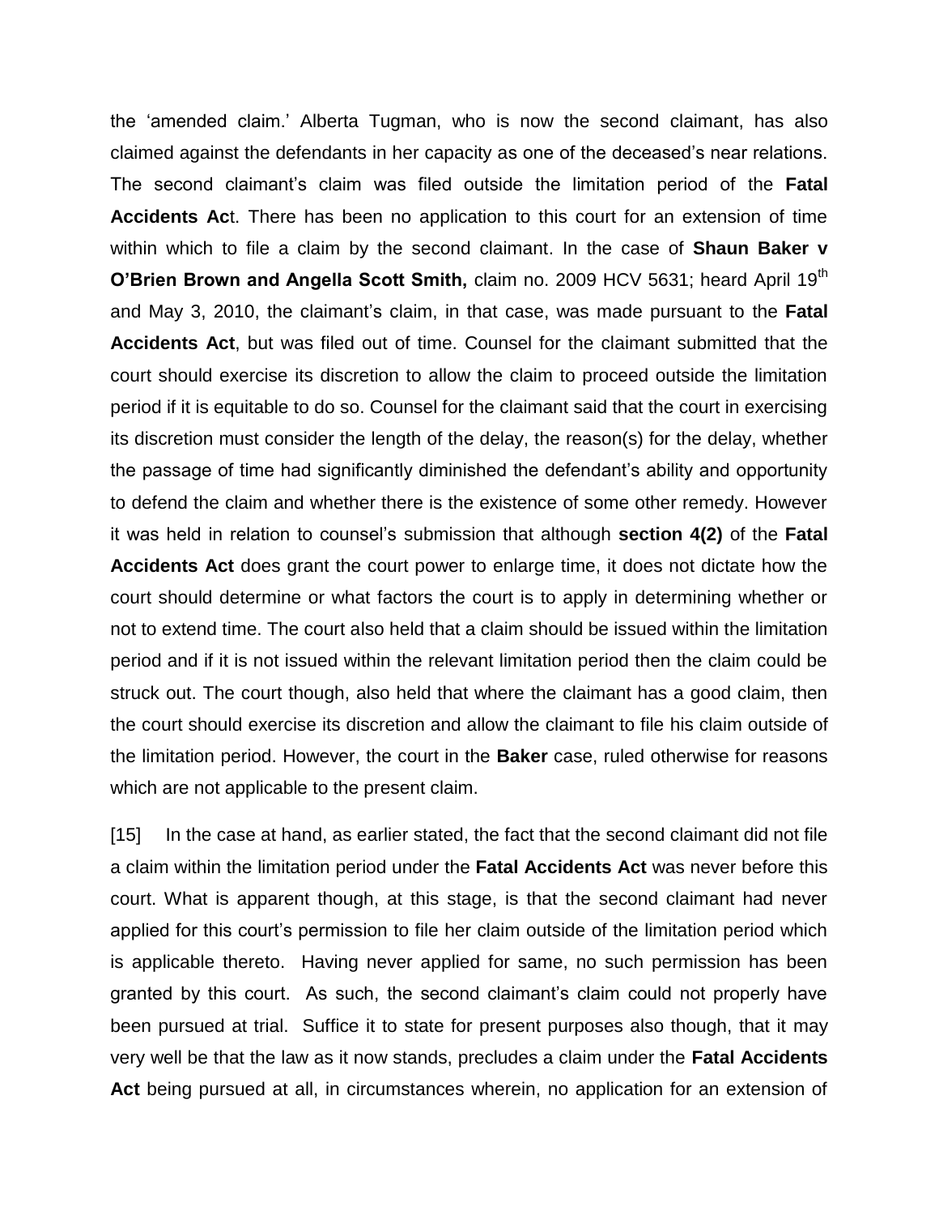the 'amended claim.' Alberta Tugman, who is now the second claimant, has also claimed against the defendants in her capacity as one of the deceased's near relations. The second claimant's claim was filed outside the limitation period of the **Fatal Accidents Ac**t. There has been no application to this court for an extension of time within which to file a claim by the second claimant. In the case of **Shaun Baker v O'Brien Brown and Angella Scott Smith,** claim no. 2009 HCV 5631; heard April 19th and May 3, 2010, the claimant's claim, in that case, was made pursuant to the **Fatal Accidents Act**, but was filed out of time. Counsel for the claimant submitted that the court should exercise its discretion to allow the claim to proceed outside the limitation period if it is equitable to do so. Counsel for the claimant said that the court in exercising its discretion must consider the length of the delay, the reason(s) for the delay, whether the passage of time had significantly diminished the defendant's ability and opportunity to defend the claim and whether there is the existence of some other remedy. However it was held in relation to counsel's submission that although **section 4(2)** of the **Fatal Accidents Act** does grant the court power to enlarge time, it does not dictate how the court should determine or what factors the court is to apply in determining whether or not to extend time. The court also held that a claim should be issued within the limitation period and if it is not issued within the relevant limitation period then the claim could be struck out. The court though, also held that where the claimant has a good claim, then the court should exercise its discretion and allow the claimant to file his claim outside of the limitation period. However, the court in the **Baker** case, ruled otherwise for reasons which are not applicable to the present claim.

[15] In the case at hand, as earlier stated, the fact that the second claimant did not file a claim within the limitation period under the **Fatal Accidents Act** was never before this court. What is apparent though, at this stage, is that the second claimant had never applied for this court's permission to file her claim outside of the limitation period which is applicable thereto. Having never applied for same, no such permission has been granted by this court. As such, the second claimant's claim could not properly have been pursued at trial. Suffice it to state for present purposes also though, that it may very well be that the law as it now stands, precludes a claim under the **Fatal Accidents Act** being pursued at all, in circumstances wherein, no application for an extension of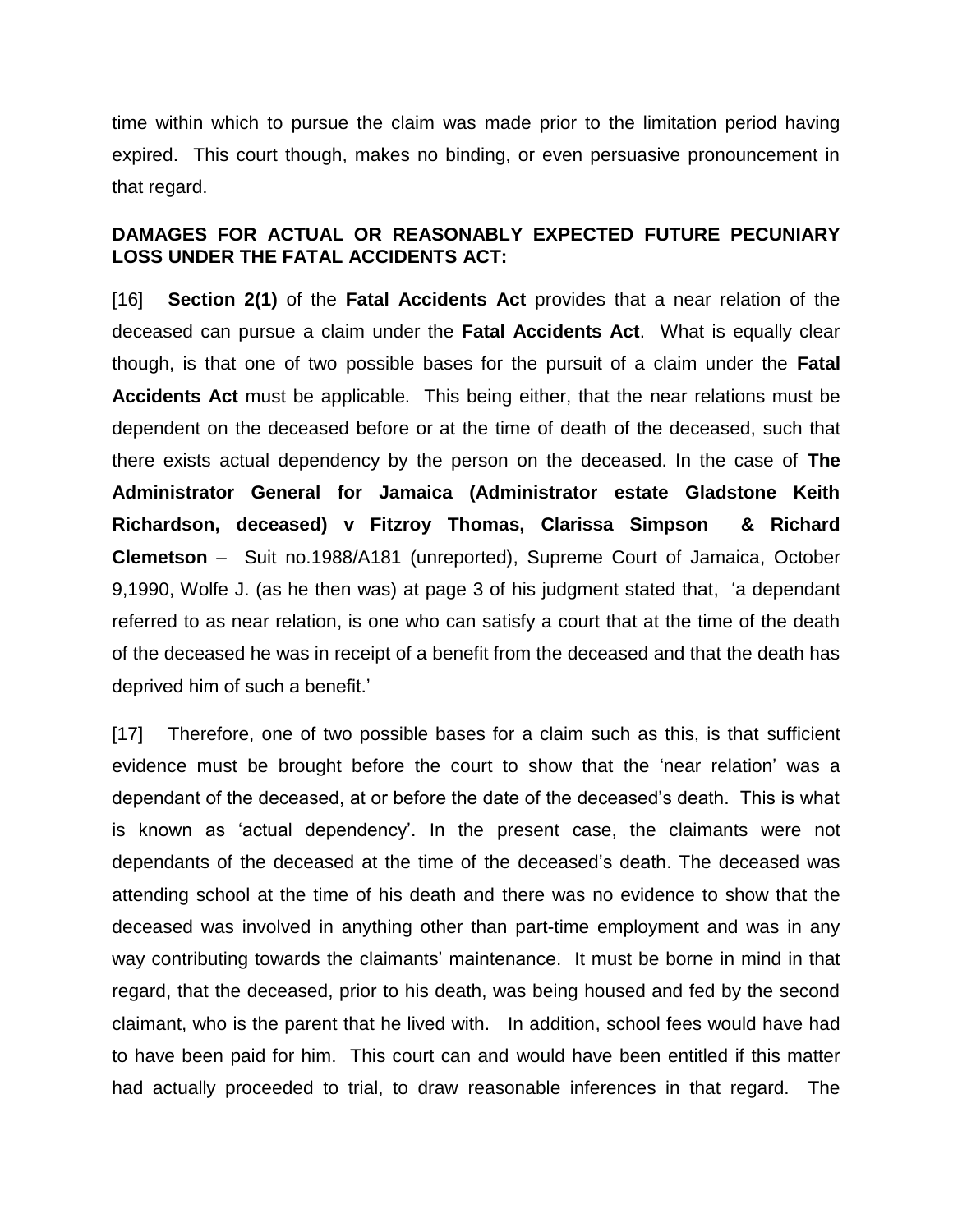time within which to pursue the claim was made prior to the limitation period having expired. This court though, makes no binding, or even persuasive pronouncement in that regard.

**DAMAGES FOR ACTUAL OR REASONABLY EXPECTED FUTURE PECUNIARY LOSS UNDER THE FATAL ACCIDENTS ACT:**

[16] **Section 2(1)** of the **Fatal Accidents Act** provides that a near relation of the deceased can pursue a claim under the **Fatal Accidents Act**. What is equally clear though, is that one of two possible bases for the pursuit of a claim under the **Fatal Accidents Act** must be applicable. This being either, that the near relations must be dependent on the deceased before or at the time of death of the deceased, such that there exists actual dependency by the person on the deceased. In the case of **The Administrator General for Jamaica (Administrator estate Gladstone Keith Richardson, deceased) v Fitzroy Thomas, Clarissa Simpson & Richard Clemetson** – Suit no.1988/A181 (unreported), Supreme Court of Jamaica, October 9,1990, Wolfe J. (as he then was) at page 3 of his judgment stated that, 'a dependant referred to as near relation, is one who can satisfy a court that at the time of the death of the deceased he was in receipt of a benefit from the deceased and that the death has deprived him of such a benefit.'

[17] Therefore, one of two possible bases for a claim such as this, is that sufficient evidence must be brought before the court to show that the 'near relation' was a dependant of the deceased, at or before the date of the deceased's death. This is what is known as 'actual dependency'. In the present case, the claimants were not dependants of the deceased at the time of the deceased's death. The deceased was attending school at the time of his death and there was no evidence to show that the deceased was involved in anything other than part-time employment and was in any way contributing towards the claimants' maintenance. It must be borne in mind in that regard, that the deceased, prior to his death, was being housed and fed by the second claimant, who is the parent that he lived with. In addition, school fees would have had to have been paid for him. This court can and would have been entitled if this matter had actually proceeded to trial, to draw reasonable inferences in that regard. The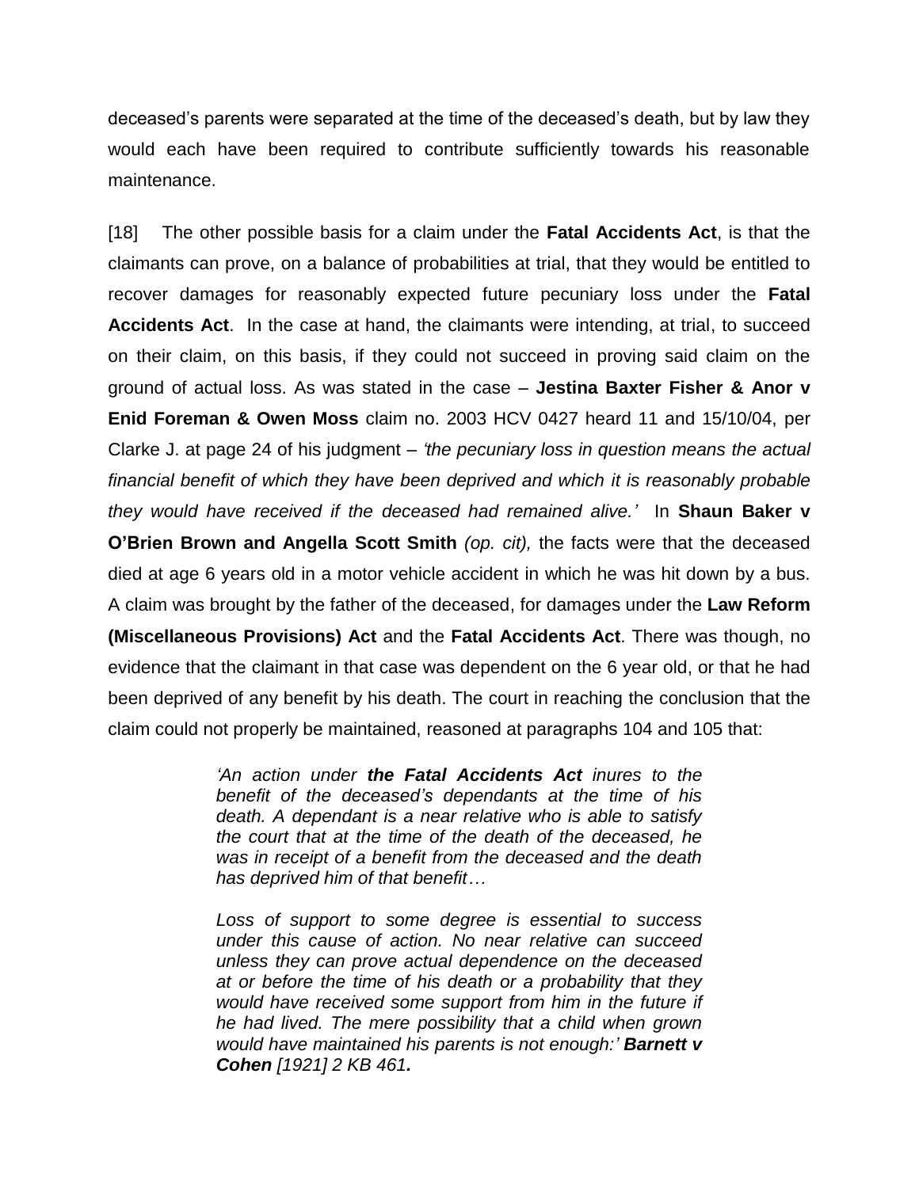deceased's parents were separated at the time of the deceased's death, but by law they would each have been required to contribute sufficiently towards his reasonable maintenance.

[18] The other possible basis for a claim under the **Fatal Accidents Act**, is that the claimants can prove, on a balance of probabilities at trial, that they would be entitled to recover damages for reasonably expected future pecuniary loss under the **Fatal Accidents Act**. In the case at hand, the claimants were intending, at trial, to succeed on their claim, on this basis, if they could not succeed in proving said claim on the ground of actual loss. As was stated in the case – **Jestina Baxter Fisher & Anor v Enid Foreman & Owen Moss** claim no. 2003 HCV 0427 heard 11 and 15/10/04, per Clarke J. at page 24 of his judgment – *'the pecuniary loss in question means the actual financial benefit of which they have been deprived and which it is reasonably probable they would have received if the deceased had remained alive.'* In **Shaun Baker v O'Brien Brown and Angella Scott Smith** *(op. cit),* the facts were that the deceased died at age 6 years old in a motor vehicle accident in which he was hit down by a bus. A claim was brought by the father of the deceased, for damages under the **Law Reform (Miscellaneous Provisions) Act** and the **Fatal Accidents Act**. There was though, no evidence that the claimant in that case was dependent on the 6 year old, or that he had been deprived of any benefit by his death. The court in reaching the conclusion that the claim could not properly be maintained, reasoned at paragraphs 104 and 105 that:

> *'An action under **the Fatal Accidents Act** inures to the benefit of the deceased's dependants at the time of his death. A dependant is a near relative who is able to satisfy the court that at the time of the death of the deceased, he was in receipt of a benefit from the deceased and the death has deprived him of that benefit…*
>
> *Loss of support to some degree is essential to success under this cause of action. No near relative can succeed unless they can prove actual dependence on the deceased at or before the time of his death or a probability that they would have received some support from him in the future if he had lived. The mere possibility that a child when grown would have maintained his parents is not enough:' **Barnett v Cohen** [1921] 2 KB 461.*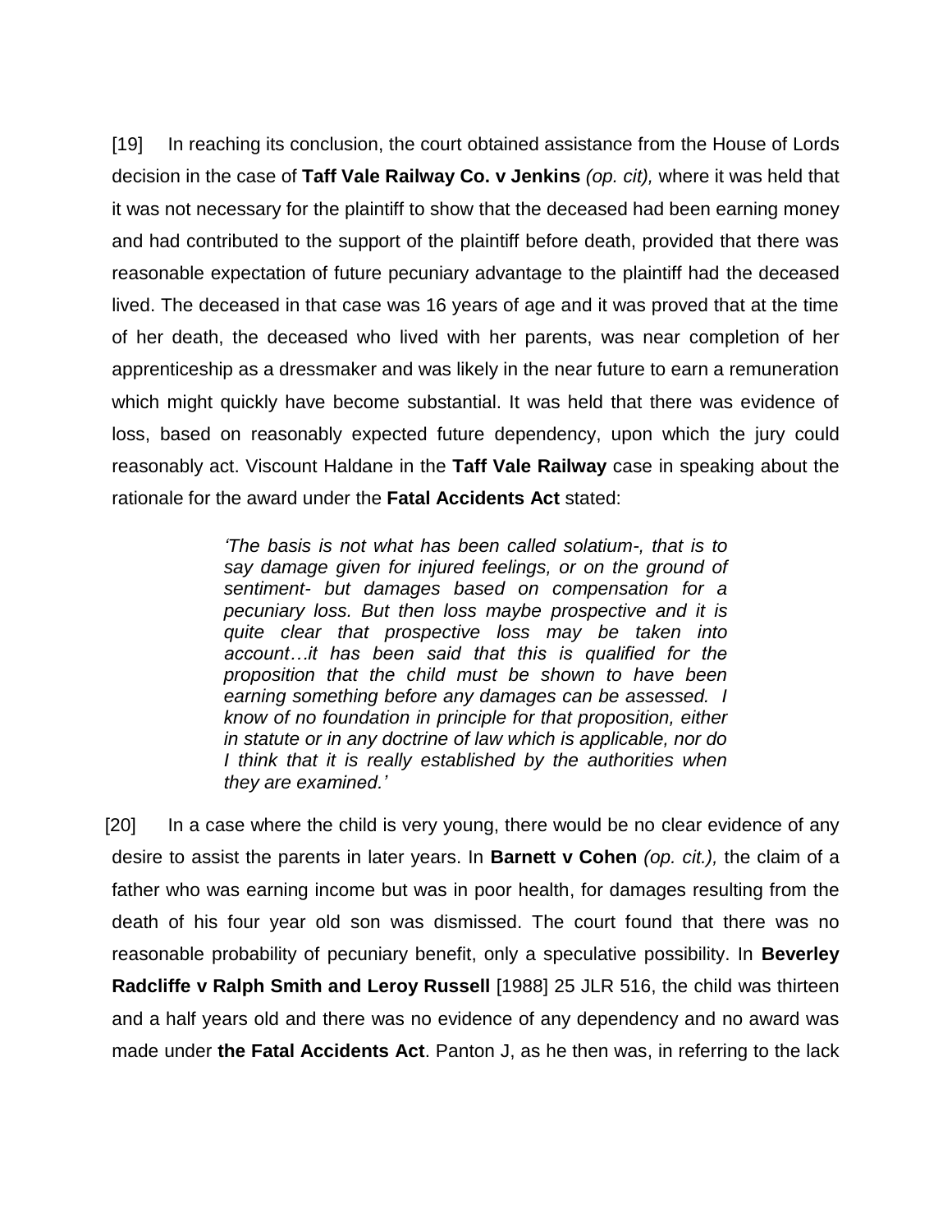[19] In reaching its conclusion, the court obtained assistance from the House of Lords decision in the case of **Taff Vale Railway Co. v Jenkins** *(op. cit),* where it was held that it was not necessary for the plaintiff to show that the deceased had been earning money and had contributed to the support of the plaintiff before death, provided that there was reasonable expectation of future pecuniary advantage to the plaintiff had the deceased lived. The deceased in that case was 16 years of age and it was proved that at the time of her death, the deceased who lived with her parents, was near completion of her apprenticeship as a dressmaker and was likely in the near future to earn a remuneration which might quickly have become substantial. It was held that there was evidence of loss, based on reasonably expected future dependency, upon which the jury could reasonably act. Viscount Haldane in the **Taff Vale Railway** case in speaking about the rationale for the award under the **Fatal Accidents Act** stated:

> *'The basis is not what has been called solatium-, that is to say damage given for injured feelings, or on the ground of sentiment- but damages based on compensation for a pecuniary loss. But then loss maybe prospective and it is quite clear that prospective loss may be taken into account…it has been said that this is qualified for the proposition that the child must be shown to have been earning something before any damages can be assessed. I know of no foundation in principle for that proposition, either in statute or in any doctrine of law which is applicable, nor do I think that it is really established by the authorities when they are examined.'*

[20] In a case where the child is very young, there would be no clear evidence of any desire to assist the parents in later years. In **Barnett v Cohen** *(op. cit.),* the claim of a father who was earning income but was in poor health, for damages resulting from the death of his four year old son was dismissed. The court found that there was no reasonable probability of pecuniary benefit, only a speculative possibility. In **Beverley Radcliffe v Ralph Smith and Leroy Russell** [1988] 25 JLR 516, the child was thirteen and a half years old and there was no evidence of any dependency and no award was made under **the Fatal Accidents Act**. Panton J, as he then was, in referring to the lack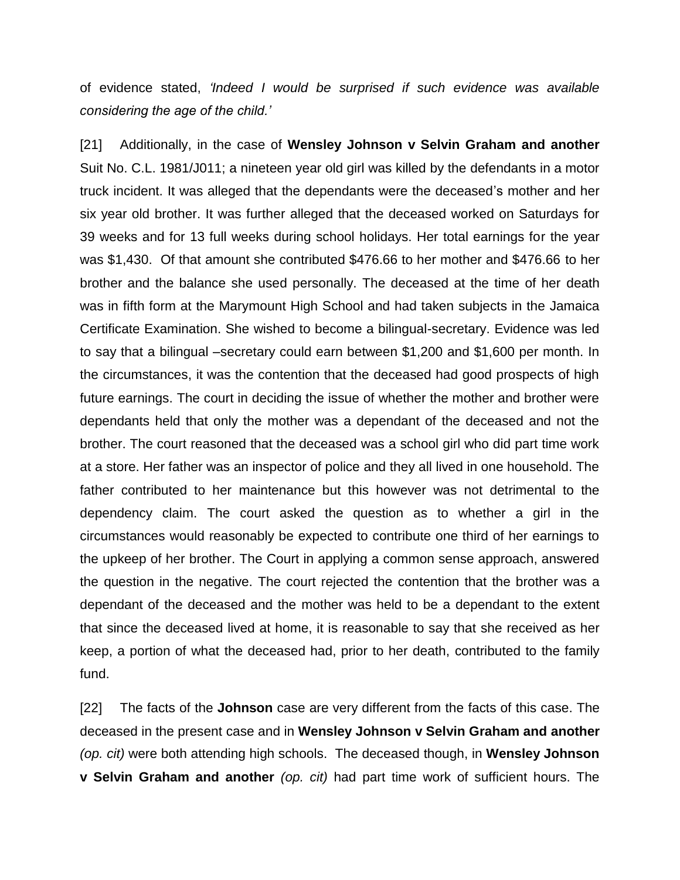of evidence stated, *'Indeed I would be surprised if such evidence was available considering the age of the child.'*

[21] Additionally, in the case of **Wensley Johnson v Selvin Graham and another** Suit No. C.L. 1981/J011; a nineteen year old girl was killed by the defendants in a motor truck incident. It was alleged that the dependants were the deceased's mother and her six year old brother. It was further alleged that the deceased worked on Saturdays for 39 weeks and for 13 full weeks during school holidays. Her total earnings for the year was $1,430. Of that amount she contributed $476.66 to her mother and $476.66 to her brother and the balance she used personally. The deceased at the time of her death was in fifth form at the Marymount High School and had taken subjects in the Jamaica Certificate Examination. She wished to become a bilingual-secretary. Evidence was led to say that a bilingual –secretary could earn between $1,200 and $1,600 per month. In the circumstances, it was the contention that the deceased had good prospects of high future earnings. The court in deciding the issue of whether the mother and brother were dependants held that only the mother was a dependant of the deceased and not the brother. The court reasoned that the deceased was a school girl who did part time work at a store. Her father was an inspector of police and they all lived in one household. The father contributed to her maintenance but this however was not detrimental to the dependency claim. The court asked the question as to whether a girl in the circumstances would reasonably be expected to contribute one third of her earnings to the upkeep of her brother. The Court in applying a common sense approach, answered the question in the negative. The court rejected the contention that the brother was a dependant of the deceased and the mother was held to be a dependant to the extent that since the deceased lived at home, it is reasonable to say that she received as her keep, a portion of what the deceased had, prior to her death, contributed to the family fund.

[22] The facts of the **Johnson** case are very different from the facts of this case. The deceased in the present case and in **Wensley Johnson v Selvin Graham and another** *(op. cit)* were both attending high schools. The deceased though, in **Wensley Johnson v Selvin Graham and another** *(op. cit)* had part time work of sufficient hours. The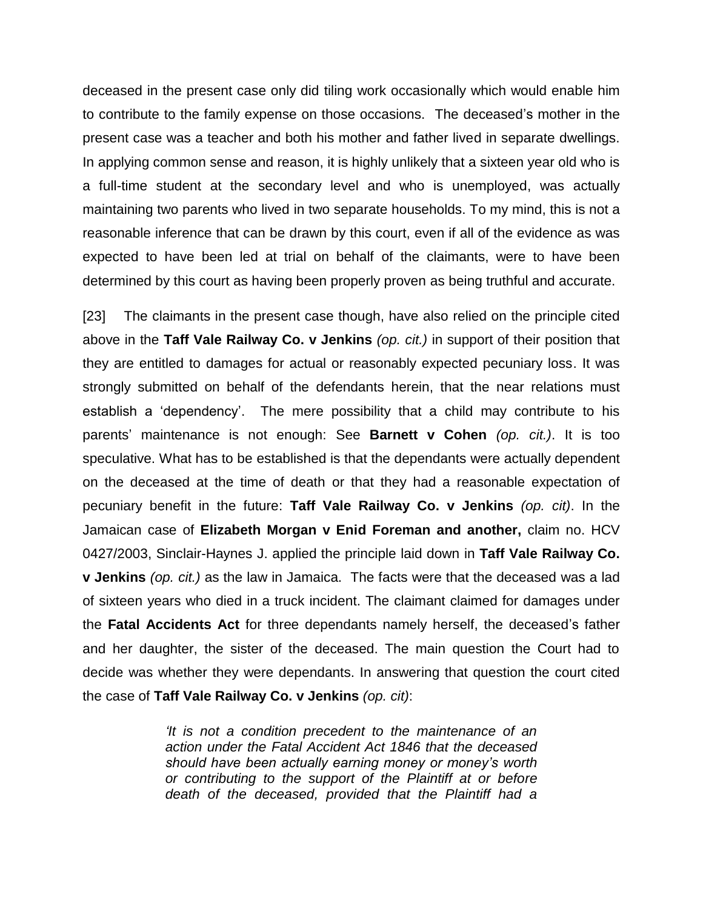deceased in the present case only did tiling work occasionally which would enable him to contribute to the family expense on those occasions. The deceased's mother in the present case was a teacher and both his mother and father lived in separate dwellings. In applying common sense and reason, it is highly unlikely that a sixteen year old who is a full-time student at the secondary level and who is unemployed, was actually maintaining two parents who lived in two separate households. To my mind, this is not a reasonable inference that can be drawn by this court, even if all of the evidence as was expected to have been led at trial on behalf of the claimants, were to have been determined by this court as having been properly proven as being truthful and accurate.

[23] The claimants in the present case though, have also relied on the principle cited above in the **Taff Vale Railway Co. v Jenkins** *(op. cit.)* in support of their position that they are entitled to damages for actual or reasonably expected pecuniary loss. It was strongly submitted on behalf of the defendants herein, that the near relations must establish a 'dependency'. The mere possibility that a child may contribute to his parents' maintenance is not enough: See **Barnett v Cohen** *(op. cit.)*. It is too speculative. What has to be established is that the dependants were actually dependent on the deceased at the time of death or that they had a reasonable expectation of pecuniary benefit in the future: **Taff Vale Railway Co. v Jenkins** *(op. cit)*. In the Jamaican case of **Elizabeth Morgan v Enid Foreman and another,** claim no. HCV 0427/2003, Sinclair-Haynes J. applied the principle laid down in **Taff Vale Railway Co. v Jenkins** *(op. cit.)* as the law in Jamaica. The facts were that the deceased was a lad of sixteen years who died in a truck incident. The claimant claimed for damages under the **Fatal Accidents Act** for three dependants namely herself, the deceased's father and her daughter, the sister of the deceased. The main question the Court had to decide was whether they were dependants. In answering that question the court cited the case of **Taff Vale Railway Co. v Jenkins** *(op. cit)*:

> *'It is not a condition precedent to the maintenance of an action under the Fatal Accident Act 1846 that the deceased should have been actually earning money or money's worth or contributing to the support of the Plaintiff at or before death of the deceased, provided that the Plaintiff had a*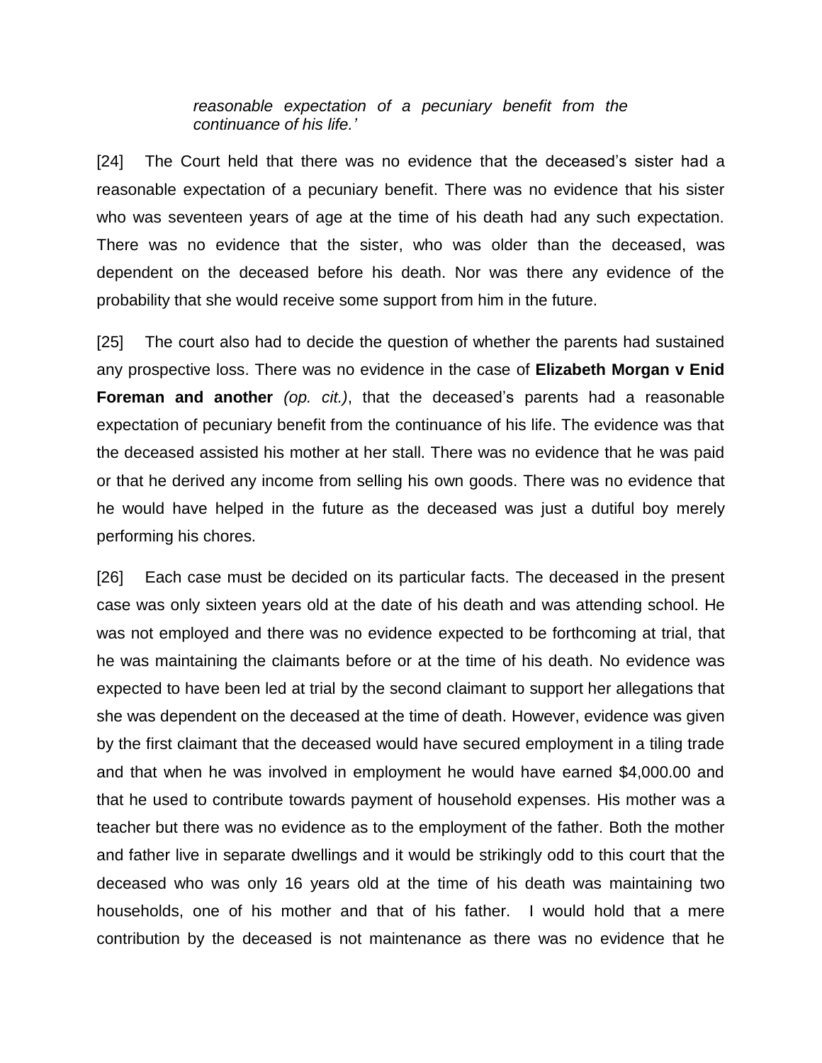> *reasonable expectation of a pecuniary benefit from the continuance of his life.'*

[24] The Court held that there was no evidence that the deceased's sister had a reasonable expectation of a pecuniary benefit. There was no evidence that his sister who was seventeen years of age at the time of his death had any such expectation. There was no evidence that the sister, who was older than the deceased, was dependent on the deceased before his death. Nor was there any evidence of the probability that she would receive some support from him in the future.

[25] The court also had to decide the question of whether the parents had sustained any prospective loss. There was no evidence in the case of **Elizabeth Morgan v Enid Foreman and another** *(op. cit.)*, that the deceased's parents had a reasonable expectation of pecuniary benefit from the continuance of his life. The evidence was that the deceased assisted his mother at her stall. There was no evidence that he was paid or that he derived any income from selling his own goods. There was no evidence that he would have helped in the future as the deceased was just a dutiful boy merely performing his chores.

[26] Each case must be decided on its particular facts. The deceased in the present case was only sixteen years old at the date of his death and was attending school. He was not employed and there was no evidence expected to be forthcoming at trial, that he was maintaining the claimants before or at the time of his death. No evidence was expected to have been led at trial by the second claimant to support her allegations that she was dependent on the deceased at the time of death. However, evidence was given by the first claimant that the deceased would have secured employment in a tiling trade and that when he was involved in employment he would have earned $4,000.00 and that he used to contribute towards payment of household expenses. His mother was a teacher but there was no evidence as to the employment of the father. Both the mother and father live in separate dwellings and it would be strikingly odd to this court that the deceased who was only 16 years old at the time of his death was maintaining two households, one of his mother and that of his father. I would hold that a mere contribution by the deceased is not maintenance as there was no evidence that he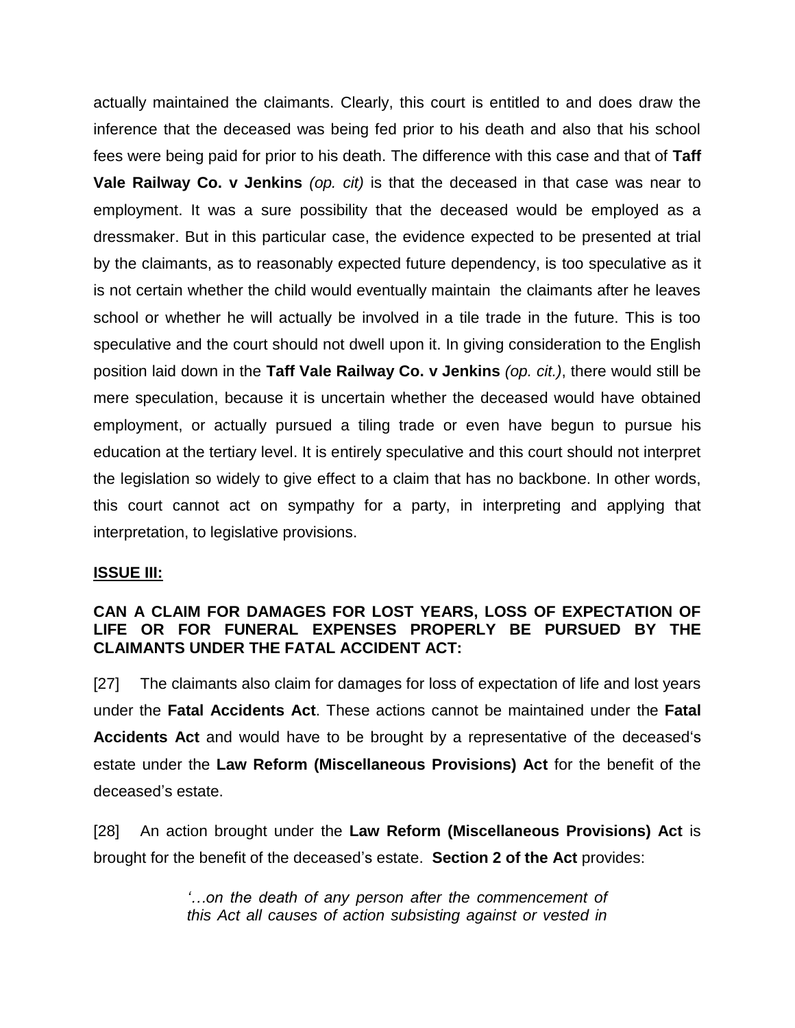actually maintained the claimants. Clearly, this court is entitled to and does draw the inference that the deceased was being fed prior to his death and also that his school fees were being paid for prior to his death. The difference with this case and that of **Taff Vale Railway Co. v Jenkins** *(op. cit)* is that the deceased in that case was near to employment. It was a sure possibility that the deceased would be employed as a dressmaker. But in this particular case, the evidence expected to be presented at trial by the claimants, as to reasonably expected future dependency, is too speculative as it is not certain whether the child would eventually maintain the claimants after he leaves school or whether he will actually be involved in a tile trade in the future. This is too speculative and the court should not dwell upon it. In giving consideration to the English position laid down in the **Taff Vale Railway Co. v Jenkins** *(op. cit.)*, there would still be mere speculation, because it is uncertain whether the deceased would have obtained employment, or actually pursued a tiling trade or even have begun to pursue his education at the tertiary level. It is entirely speculative and this court should not interpret the legislation so widely to give effect to a claim that has no backbone. In other words, this court cannot act on sympathy for a party, in interpreting and applying that interpretation, to legislative provisions.

**ISSUE III:**

**CAN A CLAIM FOR DAMAGES FOR LOST YEARS, LOSS OF EXPECTATION OF LIFE OR FOR FUNERAL EXPENSES PROPERLY BE PURSUED BY THE CLAIMANTS UNDER THE FATAL ACCIDENT ACT:**

[27] The claimants also claim for damages for loss of expectation of life and lost years under the **Fatal Accidents Act**. These actions cannot be maintained under the **Fatal Accidents Act** and would have to be brought by a representative of the deceased's estate under the **Law Reform (Miscellaneous Provisions) Act** for the benefit of the deceased's estate.

[28] An action brought under the **Law Reform (Miscellaneous Provisions) Act** is brought for the benefit of the deceased's estate. **Section 2 of the Act** provides:

> *'…on the death of any person after the commencement of this Act all causes of action subsisting against or vested in*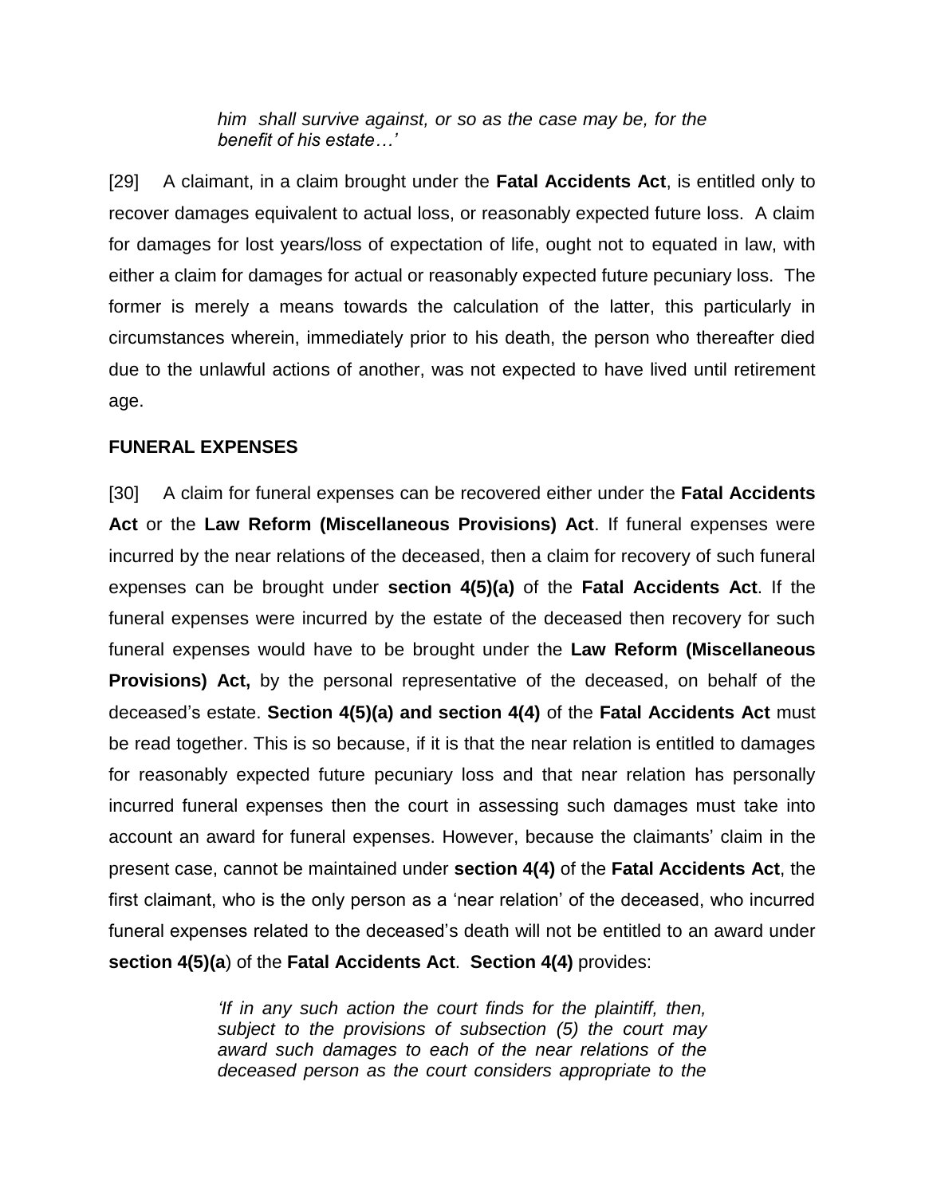> *him shall survive against, or so as the case may be, for the benefit of his estate…'*

[29] A claimant, in a claim brought under the **Fatal Accidents Act**, is entitled only to recover damages equivalent to actual loss, or reasonably expected future loss. A claim for damages for lost years/loss of expectation of life, ought not to equated in law, with either a claim for damages for actual or reasonably expected future pecuniary loss. The former is merely a means towards the calculation of the latter, this particularly in circumstances wherein, immediately prior to his death, the person who thereafter died due to the unlawful actions of another, was not expected to have lived until retirement age.

**FUNERAL EXPENSES**

[30] A claim for funeral expenses can be recovered either under the **Fatal Accidents Act** or the **Law Reform (Miscellaneous Provisions) Act**. If funeral expenses were incurred by the near relations of the deceased, then a claim for recovery of such funeral expenses can be brought under **section 4(5)(a)** of the **Fatal Accidents Act**. If the funeral expenses were incurred by the estate of the deceased then recovery for such funeral expenses would have to be brought under the **Law Reform (Miscellaneous Provisions) Act,** by the personal representative of the deceased, on behalf of the deceased's estate. **Section 4(5)(a) and section 4(4)** of the **Fatal Accidents Act** must be read together. This is so because, if it is that the near relation is entitled to damages for reasonably expected future pecuniary loss and that near relation has personally incurred funeral expenses then the court in assessing such damages must take into account an award for funeral expenses. However, because the claimants' claim in the present case, cannot be maintained under **section 4(4)** of the **Fatal Accidents Act**, the first claimant, who is the only person as a 'near relation' of the deceased, who incurred funeral expenses related to the deceased's death will not be entitled to an award under **section 4(5)(a**) of the **Fatal Accidents Act**. **Section 4(4)** provides:

> *'If in any such action the court finds for the plaintiff, then, subject to the provisions of subsection (5) the court may award such damages to each of the near relations of the deceased person as the court considers appropriate to the*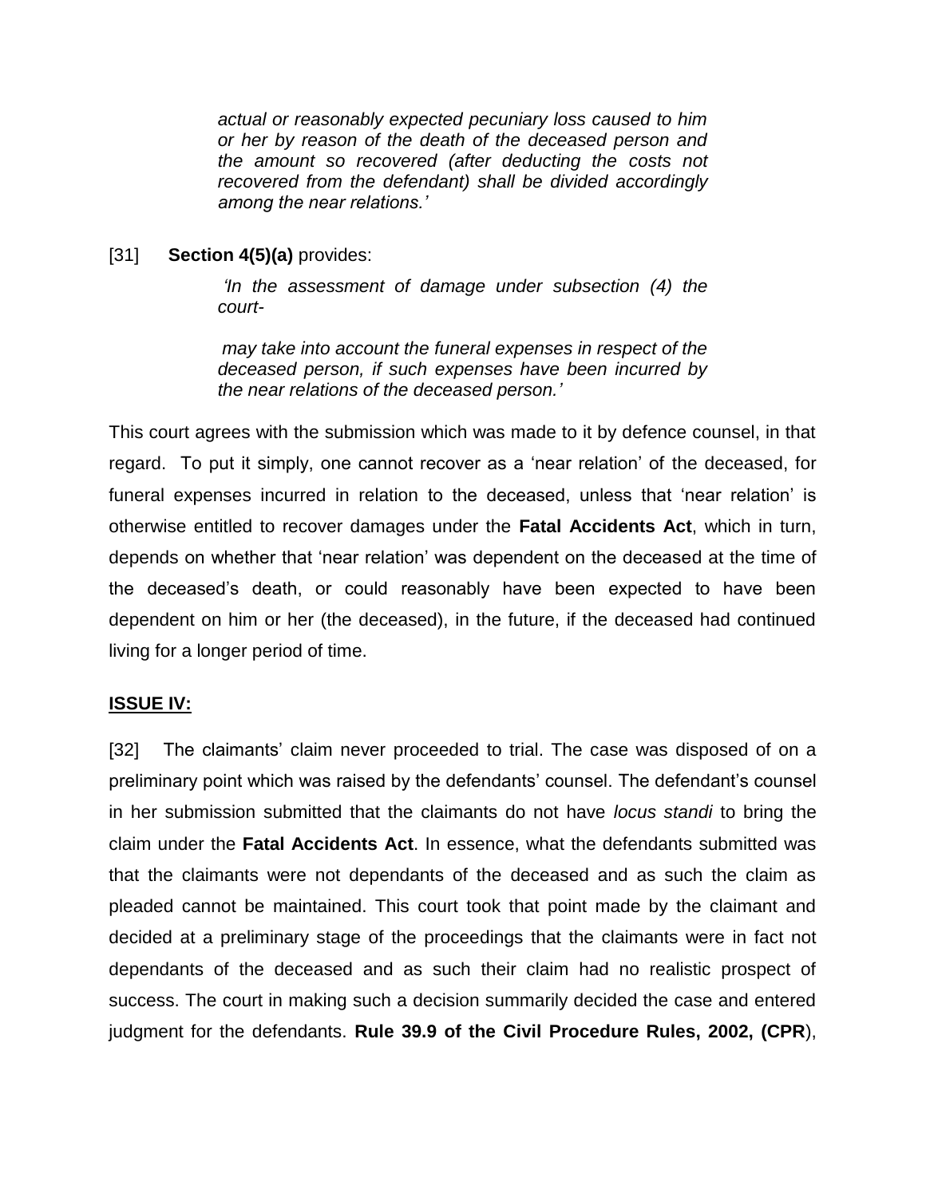> *actual or reasonably expected pecuniary loss caused to him or her by reason of the death of the deceased person and the amount so recovered (after deducting the costs not recovered from the defendant) shall be divided accordingly among the near relations.'*

[31] **Section 4(5)(a)** provides:

> *'In the assessment of damage under subsection (4) the court-*
>
> *may take into account the funeral expenses in respect of the deceased person, if such expenses have been incurred by the near relations of the deceased person.'*

This court agrees with the submission which was made to it by defence counsel, in that regard. To put it simply, one cannot recover as a 'near relation' of the deceased, for funeral expenses incurred in relation to the deceased, unless that 'near relation' is otherwise entitled to recover damages under the **Fatal Accidents Act**, which in turn, depends on whether that 'near relation' was dependent on the deceased at the time of the deceased's death, or could reasonably have been expected to have been dependent on him or her (the deceased), in the future, if the deceased had continued living for a longer period of time.

**ISSUE IV:**

[32] The claimants' claim never proceeded to trial. The case was disposed of on a preliminary point which was raised by the defendants' counsel. The defendant's counsel in her submission submitted that the claimants do not have *locus standi* to bring the claim under the **Fatal Accidents Act**. In essence, what the defendants submitted was that the claimants were not dependants of the deceased and as such the claim as pleaded cannot be maintained. This court took that point made by the claimant and decided at a preliminary stage of the proceedings that the claimants were in fact not dependants of the deceased and as such their claim had no realistic prospect of success. The court in making such a decision summarily decided the case and entered judgment for the defendants. **Rule 39.9 of the Civil Procedure Rules, 2002, (CPR**),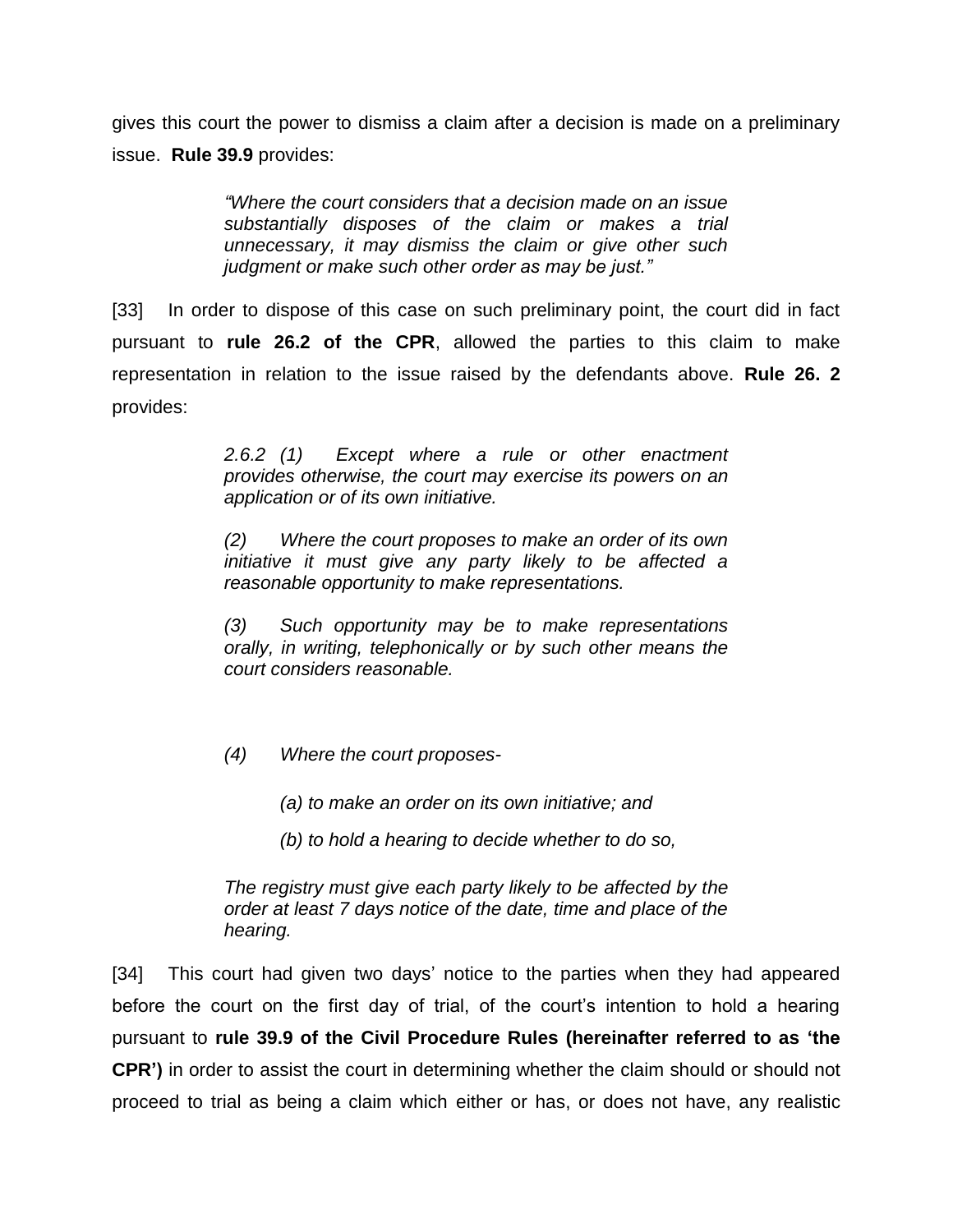gives this court the power to dismiss a claim after a decision is made on a preliminary issue. **Rule 39.9** provides:

> *"Where the court considers that a decision made on an issue substantially disposes of the claim or makes a trial unnecessary, it may dismiss the claim or give other such judgment or make such other order as may be just."*

[33] In order to dispose of this case on such preliminary point, the court did in fact pursuant to **rule 26.2 of the CPR**, allowed the parties to this claim to make representation in relation to the issue raised by the defendants above. **Rule 26. 2** provides:

> *2.6.2 (1) Except where a rule or other enactment provides otherwise, the court may exercise its powers on an application or of its own initiative.*
>
> *(2) Where the court proposes to make an order of its own initiative it must give any party likely to be affected a reasonable opportunity to make representations.*
>
> *(3) Such opportunity may be to make representations orally, in writing, telephonically or by such other means the court considers reasonable.*
>
> *(4) Where the court proposes-*
>
> *(a) to make an order on its own initiative; and*
>
> *(b) to hold a hearing to decide whether to do so,*
>
> *The registry must give each party likely to be affected by the order at least 7 days notice of the date, time and place of the hearing.*

[34] This court had given two days' notice to the parties when they had appeared before the court on the first day of trial, of the court's intention to hold a hearing pursuant to **rule 39.9 of the Civil Procedure Rules (hereinafter referred to as 'the CPR')** in order to assist the court in determining whether the claim should or should not proceed to trial as being a claim which either or has, or does not have, any realistic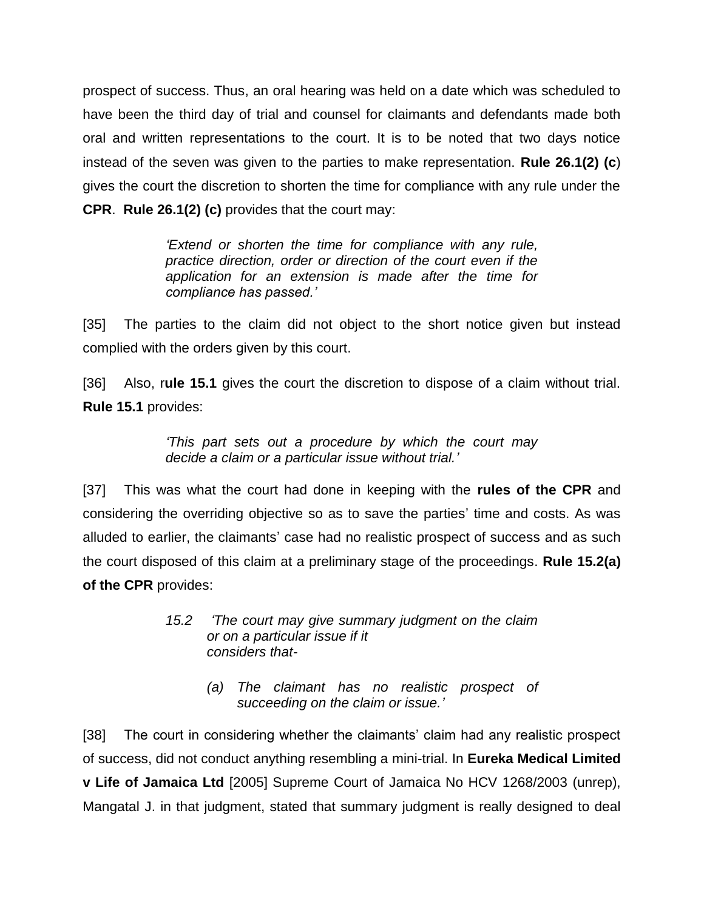prospect of success. Thus, an oral hearing was held on a date which was scheduled to have been the third day of trial and counsel for claimants and defendants made both oral and written representations to the court. It is to be noted that two days notice instead of the seven was given to the parties to make representation. **Rule 26.1(2) (c**) gives the court the discretion to shorten the time for compliance with any rule under the **CPR**. **Rule 26.1(2) (c)** provides that the court may:

> *'Extend or shorten the time for compliance with any rule, practice direction, order or direction of the court even if the application for an extension is made after the time for compliance has passed.'*

[35] The parties to the claim did not object to the short notice given but instead complied with the orders given by this court.

[36] Also, r**ule 15.1** gives the court the discretion to dispose of a claim without trial. **Rule 15.1** provides:

> *'This part sets out a procedure by which the court may decide a claim or a particular issue without trial.'*

[37] This was what the court had done in keeping with the **rules of the CPR** and considering the overriding objective so as to save the parties' time and costs. As was alluded to earlier, the claimants' case had no realistic prospect of success and as such the court disposed of this claim at a preliminary stage of the proceedings. **Rule 15.2(a) of the CPR** provides:

> *15.2 'The court may give summary judgment on the claim or on a particular issue if it considers that-*
>
> *(a) The claimant has no realistic prospect of succeeding on the claim or issue.'*

[38] The court in considering whether the claimants' claim had any realistic prospect of success, did not conduct anything resembling a mini-trial. In **Eureka Medical Limited v Life of Jamaica Ltd** [2005] Supreme Court of Jamaica No HCV 1268/2003 (unrep), Mangatal J. in that judgment, stated that summary judgment is really designed to deal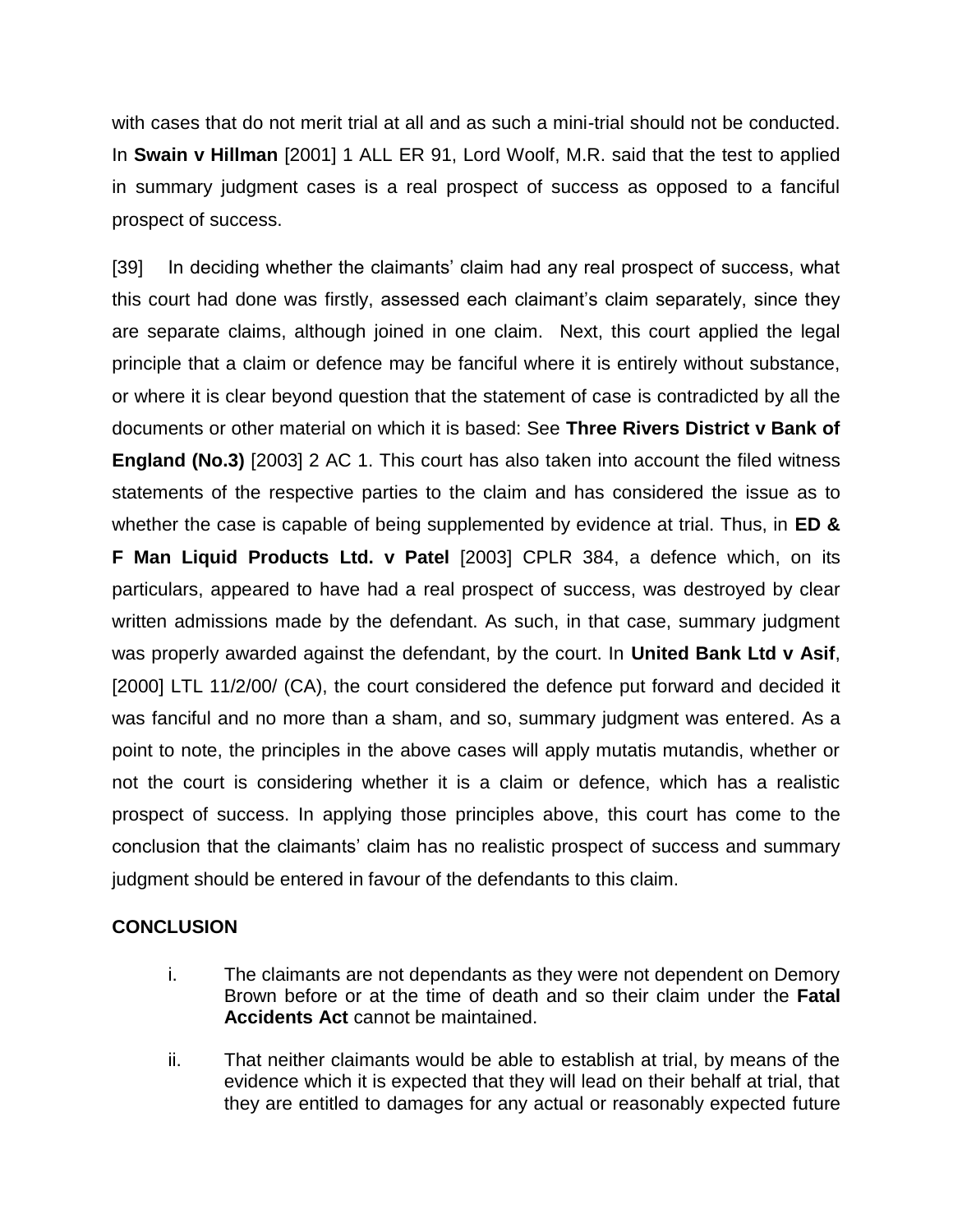with cases that do not merit trial at all and as such a mini-trial should not be conducted. In **Swain v Hillman** [2001] 1 ALL ER 91, Lord Woolf, M.R. said that the test to applied in summary judgment cases is a real prospect of success as opposed to a fanciful prospect of success.

[39] In deciding whether the claimants' claim had any real prospect of success, what this court had done was firstly, assessed each claimant's claim separately, since they are separate claims, although joined in one claim. Next, this court applied the legal principle that a claim or defence may be fanciful where it is entirely without substance, or where it is clear beyond question that the statement of case is contradicted by all the documents or other material on which it is based: See **Three Rivers District v Bank of England (No.3)** [2003] 2 AC 1. This court has also taken into account the filed witness statements of the respective parties to the claim and has considered the issue as to whether the case is capable of being supplemented by evidence at trial. Thus, in **ED & F Man Liquid Products Ltd. v Patel** [2003] CPLR 384, a defence which, on its particulars, appeared to have had a real prospect of success, was destroyed by clear written admissions made by the defendant. As such, in that case, summary judgment was properly awarded against the defendant, by the court. In **United Bank Ltd v Asif**, [2000] LTL 11/2/00/ (CA), the court considered the defence put forward and decided it was fanciful and no more than a sham, and so, summary judgment was entered. As a point to note, the principles in the above cases will apply mutatis mutandis, whether or not the court is considering whether it is a claim or defence, which has a realistic prospect of success. In applying those principles above, this court has come to the conclusion that the claimants' claim has no realistic prospect of success and summary judgment should be entered in favour of the defendants to this claim.

## CONCLUSION

i. The claimants are not dependants as they were not dependent on Demory Brown before or at the time of death and so their claim under the **Fatal Accidents Act** cannot be maintained.

ii. That neither claimants would be able to establish at trial, by means of the evidence which it is expected that they will lead on their behalf at trial, that they are entitled to damages for any actual or reasonably expected future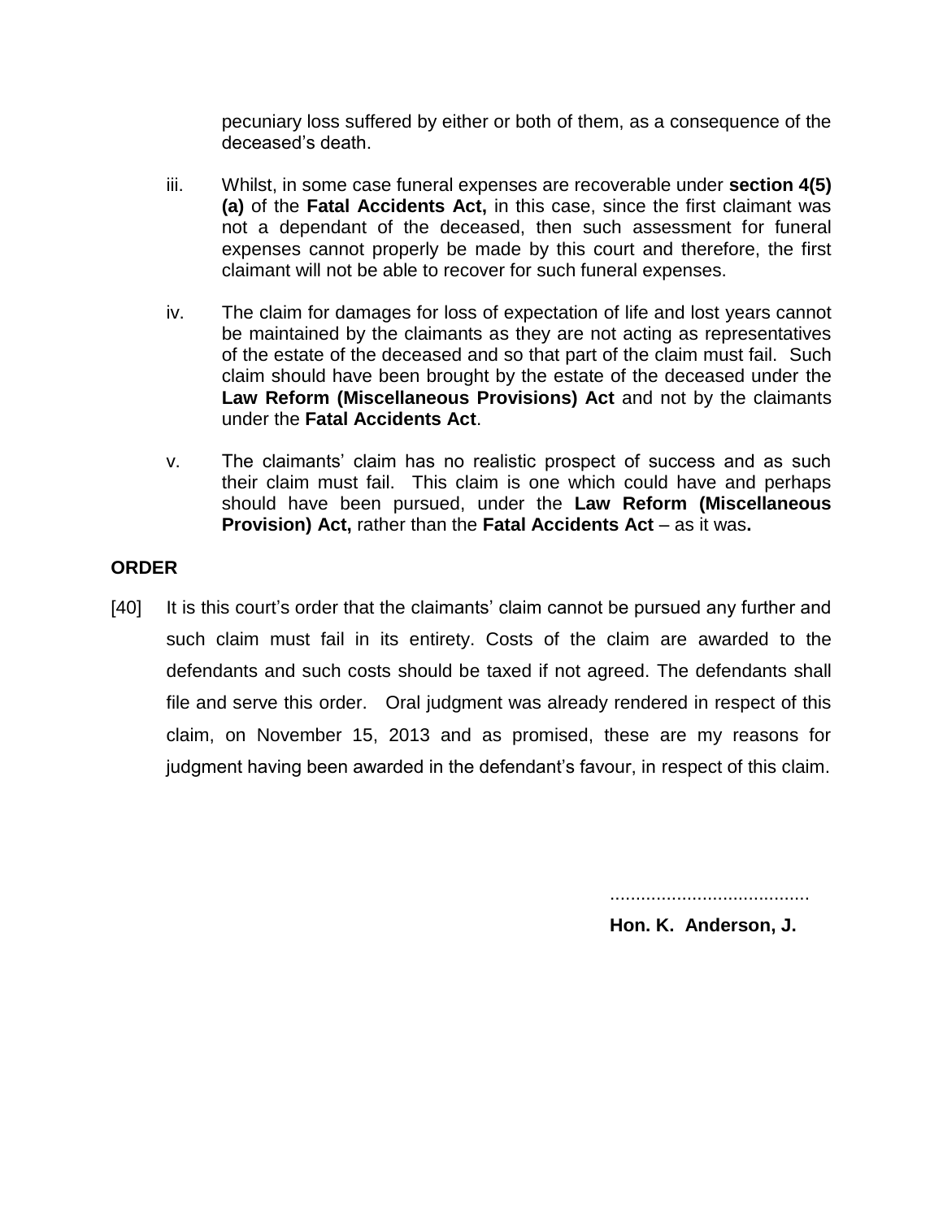pecuniary loss suffered by either or both of them, as a consequence of the deceased's death.

iii. Whilst, in some case funeral expenses are recoverable under **section 4(5) (a)** of the **Fatal Accidents Act,** in this case, since the first claimant was not a dependant of the deceased, then such assessment for funeral expenses cannot properly be made by this court and therefore, the first claimant will not be able to recover for such funeral expenses.

iv. The claim for damages for loss of expectation of life and lost years cannot be maintained by the claimants as they are not acting as representatives of the estate of the deceased and so that part of the claim must fail. Such claim should have been brought by the estate of the deceased under the **Law Reform (Miscellaneous Provisions) Act** and not by the claimants under the **Fatal Accidents Act**.

v. The claimants' claim has no realistic prospect of success and as such their claim must fail. This claim is one which could have and perhaps should have been pursued, under the **Law Reform (Miscellaneous Provision) Act,** rather than the **Fatal Accidents Act** – as it was**.**

**ORDER**

[40] It is this court's order that the claimants' claim cannot be pursued any further and such claim must fail in its entirety. Costs of the claim are awarded to the defendants and such costs should be taxed if not agreed. The defendants shall file and serve this order. Oral judgment was already rendered in respect of this claim, on November 15, 2013 and as promised, these are my reasons for judgment having been awarded in the defendant's favour, in respect of this claim.

.......................................

**Hon. K. Anderson, J.**